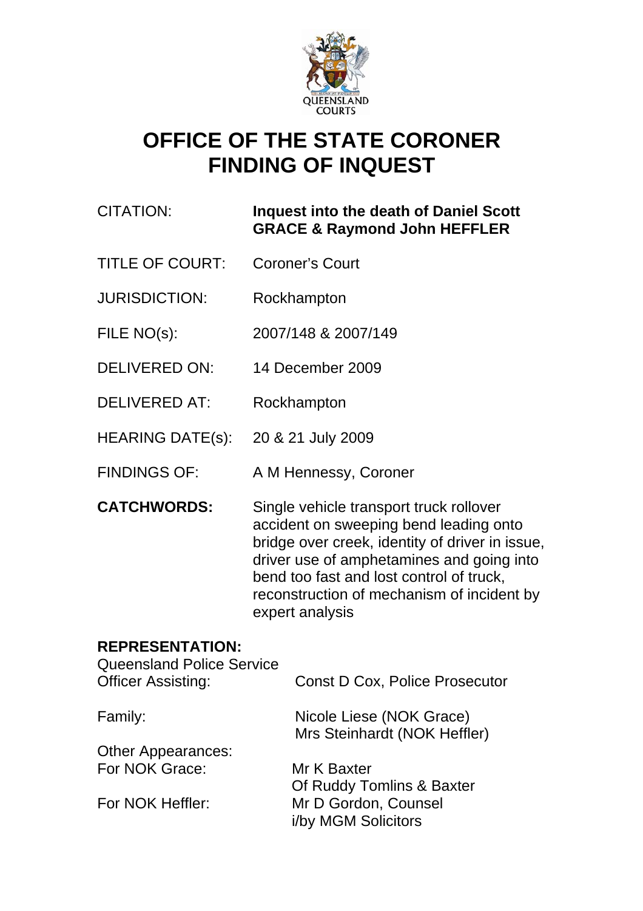QUEENSLAND COURTS

# OFFICE OF THE STATE CORONER FINDING OF INQUEST

| | |
|---|---|
| CITATION: | **Inquest into the death of Daniel Scott GRACE & Raymond John HEFFLER** |
| TITLE OF COURT: | Coroner's Court |
| JURISDICTION: | Rockhampton |
| FILE NO(s): | 2007/148 & 2007/149 |
| DELIVERED ON: | 14 December 2009 |
| DELIVERED AT: | Rockhampton |
| HEARING DATE(s): | 20 & 21 July 2009 |
| FINDINGS OF: | A M Hennessy, Coroner |
| **CATCHWORDS:** | Single vehicle transport truck rollover accident on sweeping bend leading onto bridge over creek, identity of driver in issue, driver use of amphetamines and going into bend too fast and lost control of truck, reconstruction of mechanism of incident by expert analysis |

**REPRESENTATION:**

| | |
|---|---|
| Queensland Police Service Officer Assisting: | Const D Cox, Police Prosecutor |
| Family: | Nicole Liese (NOK Grace)<br>Mrs Steinhardt (NOK Heffler) |
| Other Appearances: | |
| For NOK Grace: | Mr K Baxter<br>Of Ruddy Tomlins & Baxter |
| For NOK Heffler: | Mr D Gordon, Counsel<br>i/by MGM Solicitors |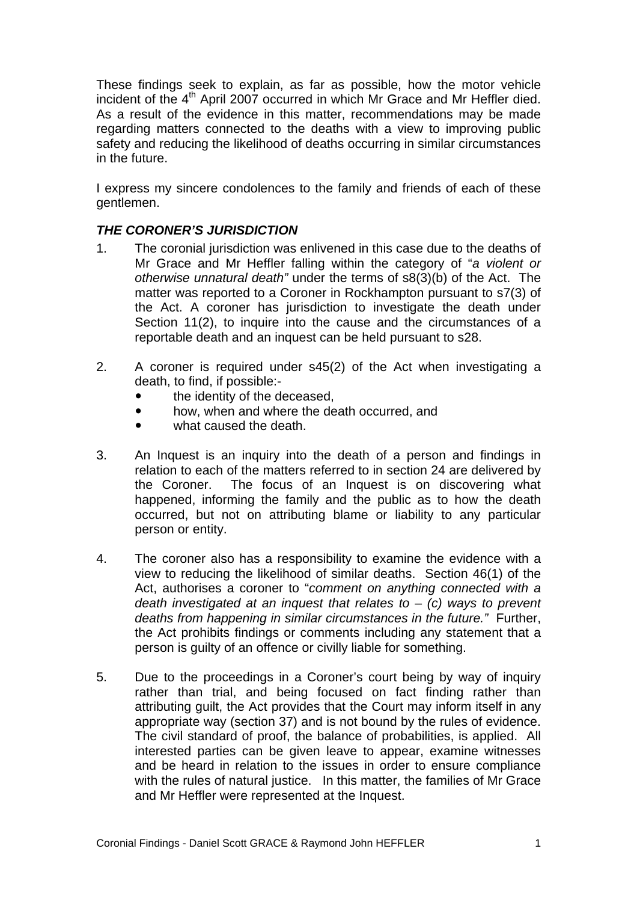These findings seek to explain, as far as possible, how the motor vehicle incident of the 4th April 2007 occurred in which Mr Grace and Mr Heffler died. As a result of the evidence in this matter, recommendations may be made regarding matters connected to the deaths with a view to improving public safety and reducing the likelihood of deaths occurring in similar circumstances in the future.

I express my sincere condolences to the family and friends of each of these gentlemen.

### *THE CORONER'S JURISDICTION*

1. The coronial jurisdiction was enlivened in this case due to the deaths of Mr Grace and Mr Heffler falling within the category of "*a violent or otherwise unnatural death"* under the terms of s8(3)(b) of the Act. The matter was reported to a Coroner in Rockhampton pursuant to s7(3) of the Act. A coroner has jurisdiction to investigate the death under Section 11(2), to inquire into the cause and the circumstances of a reportable death and an inquest can be held pursuant to s28.

2. A coroner is required under s45(2) of the Act when investigating a death, to find, if possible:-
   - the identity of the deceased,
   - how, when and where the death occurred, and
   - what caused the death.

3. An Inquest is an inquiry into the death of a person and findings in relation to each of the matters referred to in section 24 are delivered by the Coroner. The focus of an Inquest is on discovering what happened, informing the family and the public as to how the death occurred, but not on attributing blame or liability to any particular person or entity.

4. The coroner also has a responsibility to examine the evidence with a view to reducing the likelihood of similar deaths. Section 46(1) of the Act, authorises a coroner to "*comment on anything connected with a death investigated at an inquest that relates to – (c) ways to prevent deaths from happening in similar circumstances in the future."* Further, the Act prohibits findings or comments including any statement that a person is guilty of an offence or civilly liable for something.

5. Due to the proceedings in a Coroner's court being by way of inquiry rather than trial, and being focused on fact finding rather than attributing guilt, the Act provides that the Court may inform itself in any appropriate way (section 37) and is not bound by the rules of evidence. The civil standard of proof, the balance of probabilities, is applied. All interested parties can be given leave to appear, examine witnesses and be heard in relation to the issues in order to ensure compliance with the rules of natural justice. In this matter, the families of Mr Grace and Mr Heffler were represented at the Inquest.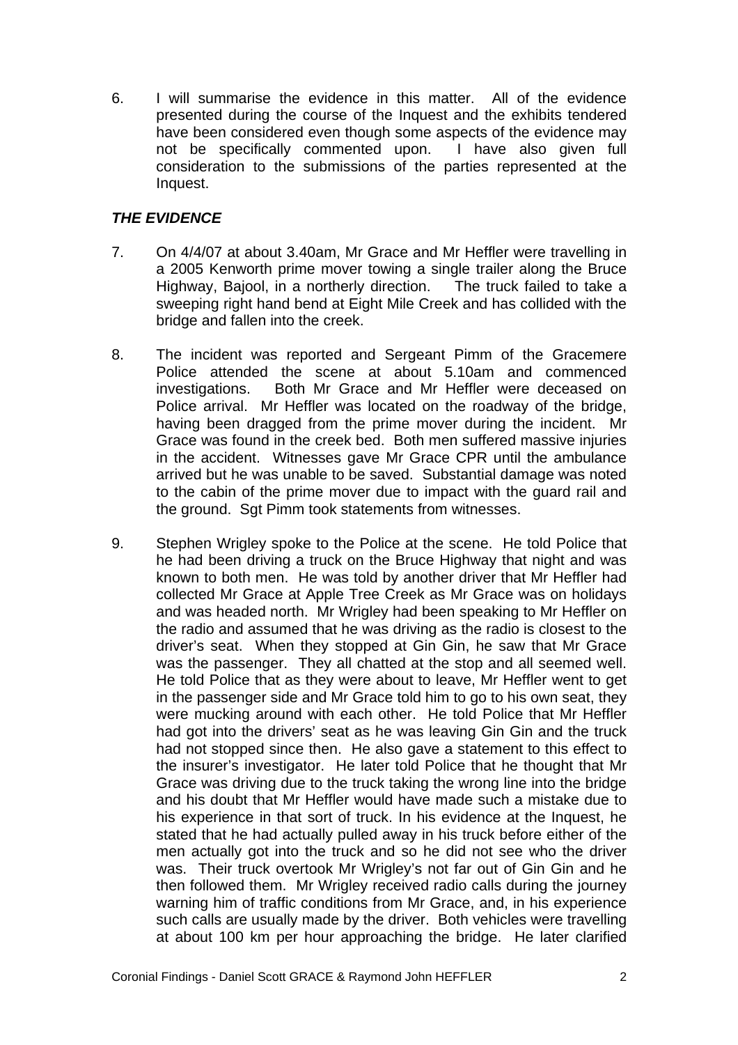6. I will summarise the evidence in this matter. All of the evidence presented during the course of the Inquest and the exhibits tendered have been considered even though some aspects of the evidence may not be specifically commented upon. I have also given full consideration to the submissions of the parties represented at the Inquest.

## *THE EVIDENCE*

7. On 4/4/07 at about 3.40am, Mr Grace and Mr Heffler were travelling in a 2005 Kenworth prime mover towing a single trailer along the Bruce Highway, Bajool, in a northerly direction. The truck failed to take a sweeping right hand bend at Eight Mile Creek and has collided with the bridge and fallen into the creek.

8. The incident was reported and Sergeant Pimm of the Gracemere Police attended the scene at about 5.10am and commenced investigations. Both Mr Grace and Mr Heffler were deceased on Police arrival. Mr Heffler was located on the roadway of the bridge, having been dragged from the prime mover during the incident. Mr Grace was found in the creek bed. Both men suffered massive injuries in the accident. Witnesses gave Mr Grace CPR until the ambulance arrived but he was unable to be saved. Substantial damage was noted to the cabin of the prime mover due to impact with the guard rail and the ground. Sgt Pimm took statements from witnesses.

9. Stephen Wrigley spoke to the Police at the scene. He told Police that he had been driving a truck on the Bruce Highway that night and was known to both men. He was told by another driver that Mr Heffler had collected Mr Grace at Apple Tree Creek as Mr Grace was on holidays and was headed north. Mr Wrigley had been speaking to Mr Heffler on the radio and assumed that he was driving as the radio is closest to the driver's seat. When they stopped at Gin Gin, he saw that Mr Grace was the passenger. They all chatted at the stop and all seemed well. He told Police that as they were about to leave, Mr Heffler went to get in the passenger side and Mr Grace told him to go to his own seat, they were mucking around with each other. He told Police that Mr Heffler had got into the drivers' seat as he was leaving Gin Gin and the truck had not stopped since then. He also gave a statement to this effect to the insurer's investigator. He later told Police that he thought that Mr Grace was driving due to the truck taking the wrong line into the bridge and his doubt that Mr Heffler would have made such a mistake due to his experience in that sort of truck. In his evidence at the Inquest, he stated that he had actually pulled away in his truck before either of the men actually got into the truck and so he did not see who the driver was. Their truck overtook Mr Wrigley's not far out of Gin Gin and he then followed them. Mr Wrigley received radio calls during the journey warning him of traffic conditions from Mr Grace, and, in his experience such calls are usually made by the driver. Both vehicles were travelling at about 100 km per hour approaching the bridge. He later clarified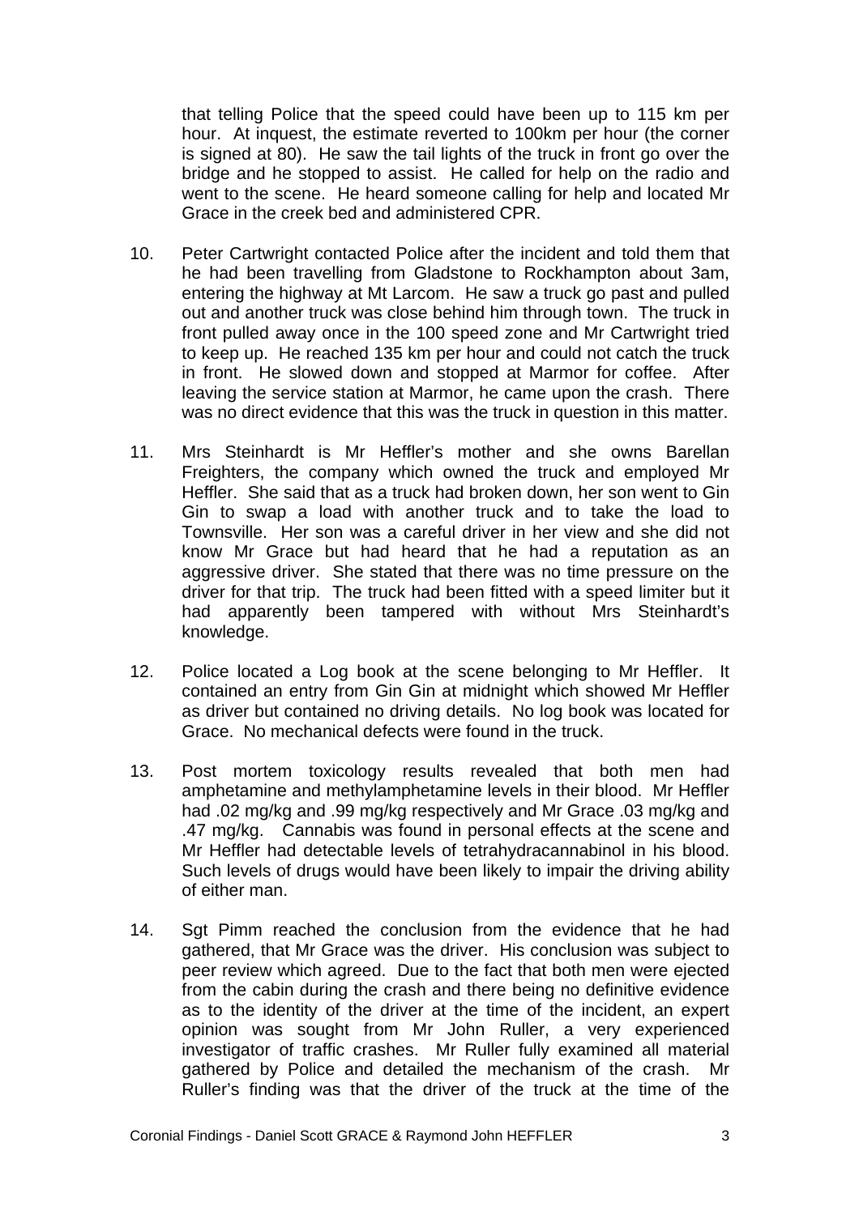that telling Police that the speed could have been up to 115 km per hour. At inquest, the estimate reverted to 100km per hour (the corner is signed at 80). He saw the tail lights of the truck in front go over the bridge and he stopped to assist. He called for help on the radio and went to the scene. He heard someone calling for help and located Mr Grace in the creek bed and administered CPR.

10. Peter Cartwright contacted Police after the incident and told them that he had been travelling from Gladstone to Rockhampton about 3am, entering the highway at Mt Larcom. He saw a truck go past and pulled out and another truck was close behind him through town. The truck in front pulled away once in the 100 speed zone and Mr Cartwright tried to keep up. He reached 135 km per hour and could not catch the truck in front. He slowed down and stopped at Marmor for coffee. After leaving the service station at Marmor, he came upon the crash. There was no direct evidence that this was the truck in question in this matter.

11. Mrs Steinhardt is Mr Heffler's mother and she owns Barellan Freighters, the company which owned the truck and employed Mr Heffler. She said that as a truck had broken down, her son went to Gin Gin to swap a load with another truck and to take the load to Townsville. Her son was a careful driver in her view and she did not know Mr Grace but had heard that he had a reputation as an aggressive driver. She stated that there was no time pressure on the driver for that trip. The truck had been fitted with a speed limiter but it had apparently been tampered with without Mrs Steinhardt's knowledge.

12. Police located a Log book at the scene belonging to Mr Heffler. It contained an entry from Gin Gin at midnight which showed Mr Heffler as driver but contained no driving details. No log book was located for Grace. No mechanical defects were found in the truck.

13. Post mortem toxicology results revealed that both men had amphetamine and methylamphetamine levels in their blood. Mr Heffler had .02 mg/kg and .99 mg/kg respectively and Mr Grace .03 mg/kg and .47 mg/kg. Cannabis was found in personal effects at the scene and Mr Heffler had detectable levels of tetrahydracannabinol in his blood. Such levels of drugs would have been likely to impair the driving ability of either man.

14. Sgt Pimm reached the conclusion from the evidence that he had gathered, that Mr Grace was the driver. His conclusion was subject to peer review which agreed. Due to the fact that both men were ejected from the cabin during the crash and there being no definitive evidence as to the identity of the driver at the time of the incident, an expert opinion was sought from Mr John Ruller, a very experienced investigator of traffic crashes. Mr Ruller fully examined all material gathered by Police and detailed the mechanism of the crash. Mr Ruller's finding was that the driver of the truck at the time of the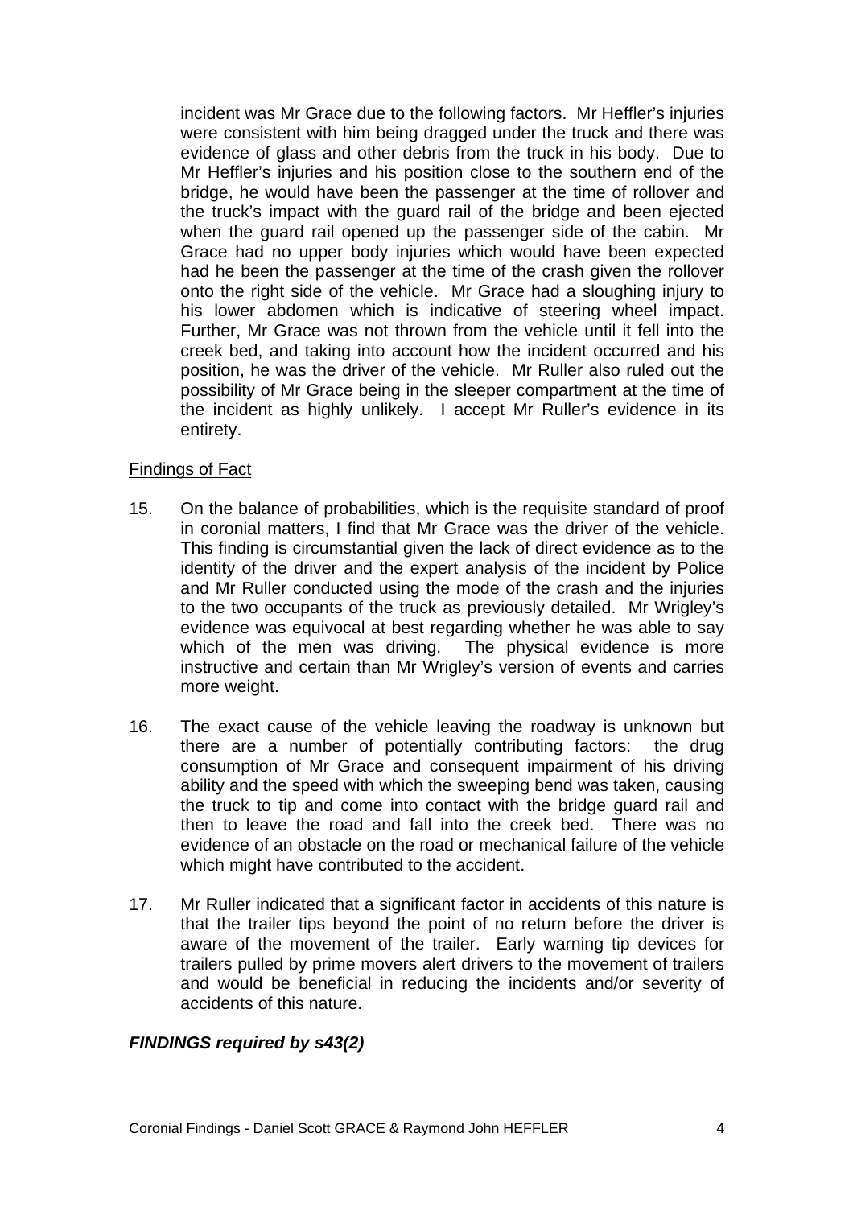incident was Mr Grace due to the following factors. Mr Heffler's injuries were consistent with him being dragged under the truck and there was evidence of glass and other debris from the truck in his body. Due to Mr Heffler's injuries and his position close to the southern end of the bridge, he would have been the passenger at the time of rollover and the truck's impact with the guard rail of the bridge and been ejected when the guard rail opened up the passenger side of the cabin. Mr Grace had no upper body injuries which would have been expected had he been the passenger at the time of the crash given the rollover onto the right side of the vehicle. Mr Grace had a sloughing injury to his lower abdomen which is indicative of steering wheel impact. Further, Mr Grace was not thrown from the vehicle until it fell into the creek bed, and taking into account how the incident occurred and his position, he was the driver of the vehicle. Mr Ruller also ruled out the possibility of Mr Grace being in the sleeper compartment at the time of the incident as highly unlikely. I accept Mr Ruller's evidence in its entirety.

<u>Findings of Fact</u>

15. On the balance of probabilities, which is the requisite standard of proof in coronial matters, I find that Mr Grace was the driver of the vehicle. This finding is circumstantial given the lack of direct evidence as to the identity of the driver and the expert analysis of the incident by Police and Mr Ruller conducted using the mode of the crash and the injuries to the two occupants of the truck as previously detailed. Mr Wrigley's evidence was equivocal at best regarding whether he was able to say which of the men was driving. The physical evidence is more instructive and certain than Mr Wrigley's version of events and carries more weight.

16. The exact cause of the vehicle leaving the roadway is unknown but there are a number of potentially contributing factors: the drug consumption of Mr Grace and consequent impairment of his driving ability and the speed with which the sweeping bend was taken, causing the truck to tip and come into contact with the bridge guard rail and then to leave the road and fall into the creek bed. There was no evidence of an obstacle on the road or mechanical failure of the vehicle which might have contributed to the accident.

17. Mr Ruller indicated that a significant factor in accidents of this nature is that the trailer tips beyond the point of no return before the driver is aware of the movement of the trailer. Early warning tip devices for trailers pulled by prime movers alert drivers to the movement of trailers and would be beneficial in reducing the incidents and/or severity of accidents of this nature.

***FINDINGS required by s43(2)***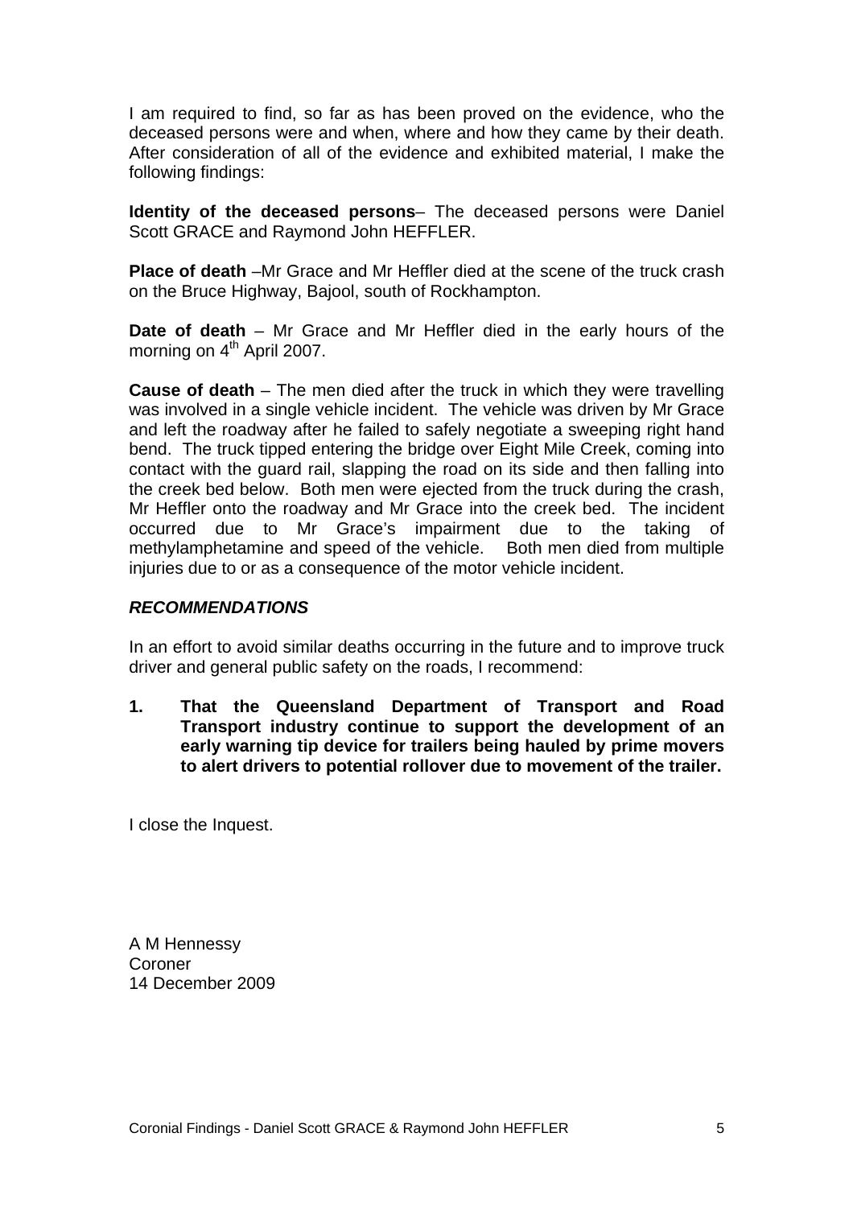I am required to find, so far as has been proved on the evidence, who the deceased persons were and when, where and how they came by their death. After consideration of all of the evidence and exhibited material, I make the following findings:

**Identity of the deceased persons**– The deceased persons were Daniel Scott GRACE and Raymond John HEFFLER.

**Place of death** –Mr Grace and Mr Heffler died at the scene of the truck crash on the Bruce Highway, Bajool, south of Rockhampton.

**Date of death** – Mr Grace and Mr Heffler died in the early hours of the morning on 4th April 2007.

**Cause of death** – The men died after the truck in which they were travelling was involved in a single vehicle incident. The vehicle was driven by Mr Grace and left the roadway after he failed to safely negotiate a sweeping right hand bend. The truck tipped entering the bridge over Eight Mile Creek, coming into contact with the guard rail, slapping the road on its side and then falling into the creek bed below. Both men were ejected from the truck during the crash, Mr Heffler onto the roadway and Mr Grace into the creek bed. The incident occurred due to Mr Grace's impairment due to the taking of methylamphetamine and speed of the vehicle. Both men died from multiple injuries due to or as a consequence of the motor vehicle incident.

***RECOMMENDATIONS***

In an effort to avoid similar deaths occurring in the future and to improve truck driver and general public safety on the roads, I recommend:

1. **That the Queensland Department of Transport and Road Transport industry continue to support the development of an early warning tip device for trailers being hauled by prime movers to alert drivers to potential rollover due to movement of the trailer.**

I close the Inquest.

A M Hennessy
Coroner
14 December 2009